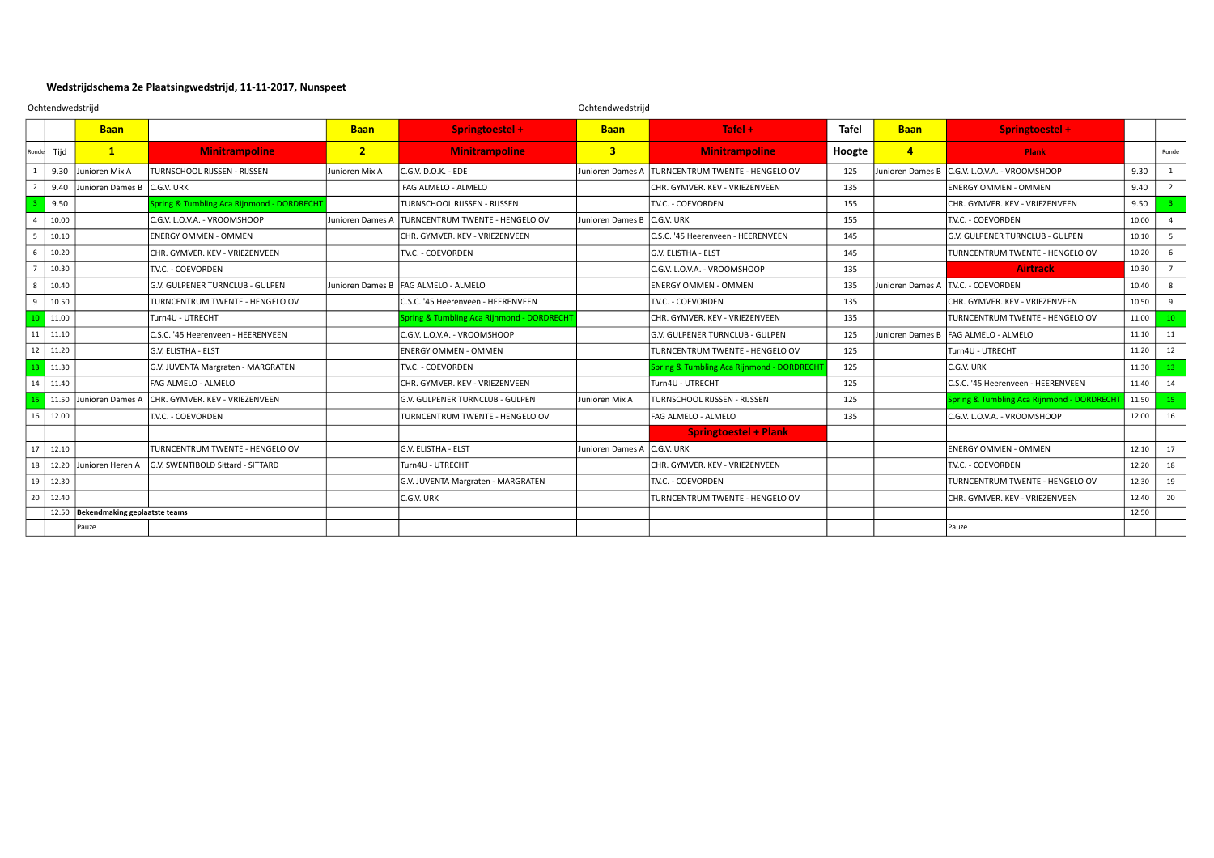**Wedstrijdschema 2e Plaatsingwedstrijd, 11-11-2017, Nunspeet**

Ochtendwedstrijd | Ochtendwedstrijd

| | | Baan | | Baan | Springtoestel + | Baan | Tafel + | Tafel | Baan | Springtoestel + | | |
|---|---|---|---|---|---|---|---|---|---|---|---|---|
| Ronde | Tijd | 1 | Minitrampoline | 2 | Minitrampoline | 3 | Minitrampoline | Hoogte | 4 | Plank | | Ronde |
| 1 | 9.30 | Junioren Mix A | TURNSCHOOL RIJSSEN - RIJSSEN | Junioren Mix A | C.G.V. D.O.K. - EDE | Junioren Dames A | TURNCENTRUM TWENTE - HENGELO OV | 125 | Junioren Dames B | C.G.V. L.O.V.A. - VROOMSHOOP | 9.30 | 1 |
| 2 | 9.40 | Junioren Dames B | C.G.V. URK | | FAG ALMELO - ALMELO | | CHR. GYMVER. KEV - VRIEZENVEEN | 135 | | ENERGY OMMEN - OMMEN | 9.40 | 2 |
| 3 | 9.50 | | Spring & Tumbling Aca Rijnmond - DORDRECHT | | TURNSCHOOL RIJSSEN - RIJSSEN | | T.V.C. - COEVORDEN | 155 | | CHR. GYMVER. KEV - VRIEZENVEEN | 9.50 | 3 |
| 4 | 10.00 | | C.G.V. L.O.V.A. - VROOMSHOOP | Junioren Dames A | TURNCENTRUM TWENTE - HENGELO OV | Junioren Dames B | C.G.V. URK | 155 | | T.V.C. - COEVORDEN | 10.00 | 4 |
| 5 | 10.10 | | ENERGY OMMEN - OMMEN | | CHR. GYMVER. KEV - VRIEZENVEEN | | C.S.C. '45 Heerenveen - HEERENVEEN | 145 | | G.V. GULPENER TURNCLUB - GULPEN | 10.10 | 5 |
| 6 | 10.20 | | CHR. GYMVER. KEV - VRIEZENVEEN | | T.V.C. - COEVORDEN | | G.V. ELISTHA - ELST | 145 | | TURNCENTRUM TWENTE - HENGELO OV | 10.20 | 6 |
| 7 | 10.30 | | T.V.C. - COEVORDEN | | | | C.G.V. L.O.V.A. - VROOMSHOOP | 135 | | **Airtrack** | 10.30 | 7 |
| 8 | 10.40 | | G.V. GULPENER TURNCLUB - GULPEN | Junioren Dames B | FAG ALMELO - ALMELO | | ENERGY OMMEN - OMMEN | 135 | Junioren Dames A | T.V.C. - COEVORDEN | 10.40 | 8 |
| 9 | 10.50 | | TURNCENTRUM TWENTE - HENGELO OV | | C.S.C. '45 Heerenveen - HEERENVEEN | | T.V.C. - COEVORDEN | 135 | | CHR. GYMVER. KEV - VRIEZENVEEN | 10.50 | 9 |
| 10 | 11.00 | | Turn4U - UTRECHT | | Spring & Tumbling Aca Rijnmond - DORDRECHT | | CHR. GYMVER. KEV - VRIEZENVEEN | 135 | | TURNCENTRUM TWENTE - HENGELO OV | 11.00 | 10 |
| 11 | 11.10 | | C.S.C. '45 Heerenveen - HEERENVEEN | | C.G.V. L.O.V.A. - VROOMSHOOP | | G.V. GULPENER TURNCLUB - GULPEN | 125 | Junioren Dames B | FAG ALMELO - ALMELO | 11.10 | 11 |
| 12 | 11.20 | | G.V. ELISTHA - ELST | | ENERGY OMMEN - OMMEN | | TURNCENTRUM TWENTE - HENGELO OV | 125 | | Turn4U - UTRECHT | 11.20 | 12 |
| 13 | 11.30 | | G.V. JUVENTA Margraten - MARGRATEN | | T.V.C. - COEVORDEN | | Spring & Tumbling Aca Rijnmond - DORDRECHT | 125 | | C.G.V. URK | 11.30 | 13 |
| 14 | 11.40 | | FAG ALMELO - ALMELO | | CHR. GYMVER. KEV - VRIEZENVEEN | | Turn4U - UTRECHT | 125 | | C.S.C. '45 Heerenveen - HEERENVEEN | 11.40 | 14 |
| 15 | 11.50 | Junioren Dames A | CHR. GYMVER. KEV - VRIEZENVEEN | | G.V. GULPENER TURNCLUB - GULPEN | Junioren Mix A | TURNSCHOOL RIJSSEN - RIJSSEN | 125 | | Spring & Tumbling Aca Rijnmond - DORDRECHT | 11.50 | 15 |
| 16 | 12.00 | | T.V.C. - COEVORDEN | | TURNCENTRUM TWENTE - HENGELO OV | | FAG ALMELO - ALMELO | 135 | | C.G.V. L.O.V.A. - VROOMSHOOP | 12.00 | 16 |
| | | | | | | | **Springtoestel + Plank** | | | | | |
| 17 | 12.10 | | TURNCENTRUM TWENTE - HENGELO OV | | G.V. ELISTHA - ELST | Junioren Dames A | C.G.V. URK | | | ENERGY OMMEN - OMMEN | 12.10 | 17 |
| 18 | 12.20 | Junioren Heren A | G.V. SWENTIBOLD Sittard - SITTARD | | Turn4U - UTRECHT | | CHR. GYMVER. KEV - VRIEZENVEEN | | | T.V.C. - COEVORDEN | 12.20 | 18 |
| 19 | 12.30 | | | | G.V. JUVENTA Margraten - MARGRATEN | | T.V.C. - COEVORDEN | | | TURNCENTRUM TWENTE - HENGELO OV | 12.30 | 19 |
| 20 | 12.40 | | | | C.G.V. URK | | TURNCENTRUM TWENTE - HENGELO OV | | | CHR. GYMVER. KEV - VRIEZENVEEN | 12.40 | 20 |
| | 12.50 | **Bekendmaking geplaatste teams** | | | | | | | | | 12.50 | |
| | | Pauze | | | | | | | | Pauze | | |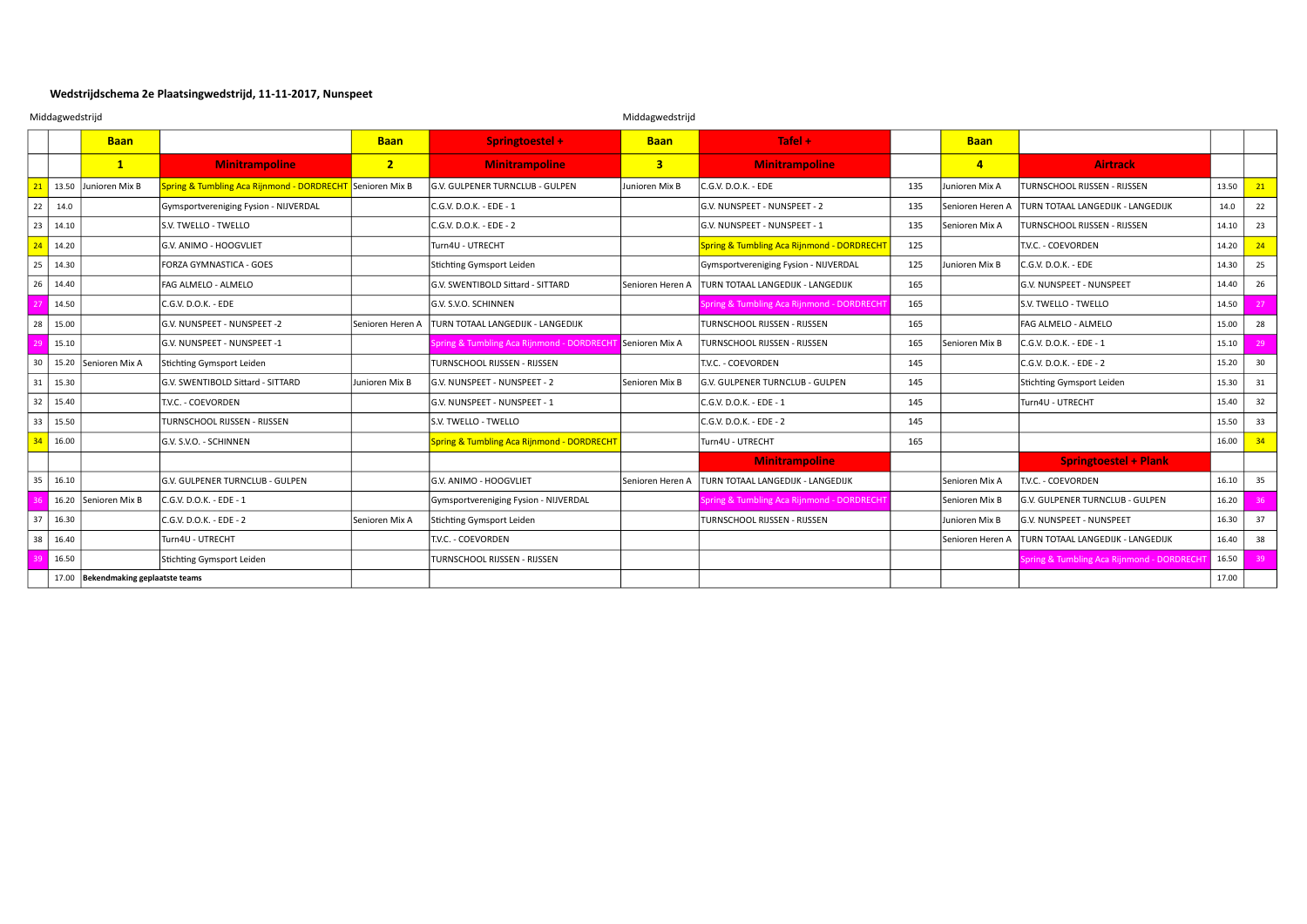**Wedstrijdschema 2e Plaatsingwedstrijd, 11-11-2017, Nunspeet**

Middagwedstrijd

Middagwedstrijd

| | | Baan | | Baan | Springtoestel + | Baan | Tafel + | | Baan | | | |
|---|---|---|---|---|---|---|---|---|---|---|---|---|
| | | 1 | Minitrampoline | 2 | Minitrampoline | 3 | Minitrampoline | | 4 | Airtrack | | |
| 21 | 13.50 | Junioren Mix B | Spring & Tumbling Aca Rijnmond - DORDRECHT | Senioren Mix B | G.V. GULPENER TURNCLUB - GULPEN | Junioren Mix B | C.G.V. D.O.K. - EDE | 135 | Junioren Mix A | TURNSCHOOL RIJSSEN - RIJSSEN | 13.50 | 21 |
| 22 | 14.0 | | Gymsportvereniging Fysion - NIJVERDAL | | C.G.V. D.O.K. - EDE - 1 | | G.V. NUNSPEET - NUNSPEET - 2 | 135 | Senioren Heren A | TURN TOTAAL LANGEDIJK - LANGEDIJK | 14.0 | 22 |
| 23 | 14.10 | | S.V. TWELLO - TWELLO | | C.G.V. D.O.K. - EDE - 2 | | G.V. NUNSPEET - NUNSPEET - 1 | 135 | Senioren Mix A | TURNSCHOOL RIJSSEN - RIJSSEN | 14.10 | 23 |
| 24 | 14.20 | | G.V. ANIMO - HOOGVLIET | | Turn4U - UTRECHT | | Spring & Tumbling Aca Rijnmond - DORDRECHT | 125 | | T.V.C. - COEVORDEN | 14.20 | 24 |
| 25 | 14.30 | | FORZA GYMNASTICA - GOES | | Stichting Gymsport Leiden | | Gymsportvereniging Fysion - NIJVERDAL | 125 | Junioren Mix B | C.G.V. D.O.K. - EDE | 14.30 | 25 |
| 26 | 14.40 | | FAG ALMELO - ALMELO | | G.V. SWENTIBOLD Sittard - SITTARD | Senioren Heren A | TURN TOTAAL LANGEDIJK - LANGEDIJK | 165 | | G.V. NUNSPEET - NUNSPEET | 14.40 | 26 |
| 27 | 14.50 | | C.G.V. D.O.K. - EDE | | G.V. S.V.O. SCHINNEN | | Spring & Tumbling Aca Rijnmond - DORDRECHT | 165 | | S.V. TWELLO - TWELLO | 14.50 | 27 |
| 28 | 15.00 | | G.V. NUNSPEET - NUNSPEET -2 | Senioren Heren A | TURN TOTAAL LANGEDIJK - LANGEDIJK | | TURNSCHOOL RIJSSEN - RIJSSEN | 165 | | FAG ALMELO - ALMELO | 15.00 | 28 |
| 29 | 15.10 | | G.V. NUNSPEET - NUNSPEET -1 | | Spring & Tumbling Aca Rijnmond - DORDRECHT | Senioren Mix A | TURNSCHOOL RIJSSEN - RIJSSEN | 165 | Senioren Mix B | C.G.V. D.O.K. - EDE - 1 | 15.10 | 29 |
| 30 | 15.20 | Senioren Mix A | Stichting Gymsport Leiden | | TURNSCHOOL RIJSSEN - RIJSSEN | | T.V.C. - COEVORDEN | 145 | | C.G.V. D.O.K. - EDE - 2 | 15.20 | 30 |
| 31 | 15.30 | | G.V. SWENTIBOLD Sittard - SITTARD | Junioren Mix B | G.V. NUNSPEET - NUNSPEET - 2 | Senioren Mix B | G.V. GULPENER TURNCLUB - GULPEN | 145 | | Stichting Gymsport Leiden | 15.30 | 31 |
| 32 | 15.40 | | T.V.C. - COEVORDEN | | G.V. NUNSPEET - NUNSPEET - 1 | | C.G.V. D.O.K. - EDE - 1 | 145 | | Turn4U - UTRECHT | 15.40 | 32 |
| 33 | 15.50 | | TURNSCHOOL RIJSSEN - RIJSSEN | | S.V. TWELLO - TWELLO | | C.G.V. D.O.K. - EDE - 2 | 145 | | | 15.50 | 33 |
| 34 | 16.00 | | G.V. S.V.O. - SCHINNEN | | Spring & Tumbling Aca Rijnmond - DORDRECHT | | Turn4U - UTRECHT | 165 | | | 16.00 | 34 |
| | | | | | | | Minitrampoline | | | Springtoestel + Plank | | |
| 35 | 16.10 | | G.V. GULPENER TURNCLUB - GULPEN | | G.V. ANIMO - HOOGVLIET | Senioren Heren A | TURN TOTAAL LANGEDIJK - LANGEDIJK | | Senioren Mix A | T.V.C. - COEVORDEN | 16.10 | 35 |
| 36 | 16.20 | Senioren Mix B | C.G.V. D.O.K. - EDE - 1 | | Gymsportvereniging Fysion - NIJVERDAL | | Spring & Tumbling Aca Rijnmond - DORDRECHT | | Senioren Mix B | G.V. GULPENER TURNCLUB - GULPEN | 16.20 | 36 |
| 37 | 16.30 | | C.G.V. D.O.K. - EDE - 2 | Senioren Mix A | Stichting Gymsport Leiden | | TURNSCHOOL RIJSSEN - RIJSSEN | | Junioren Mix B | G.V. NUNSPEET - NUNSPEET | 16.30 | 37 |
| 38 | 16.40 | | Turn4U - UTRECHT | | T.V.C. - COEVORDEN | | | | Senioren Heren A | TURN TOTAAL LANGEDIJK - LANGEDIJK | 16.40 | 38 |
| 39 | 16.50 | | Stichting Gymsport Leiden | | TURNSCHOOL RIJSSEN - RIJSSEN | | | | | Spring & Tumbling Aca Rijnmond - DORDRECHT | 16.50 | 39 |
| | 17.00 | **Bekendmaking geplaatste teams** | | | | | | | | | 17.00 | |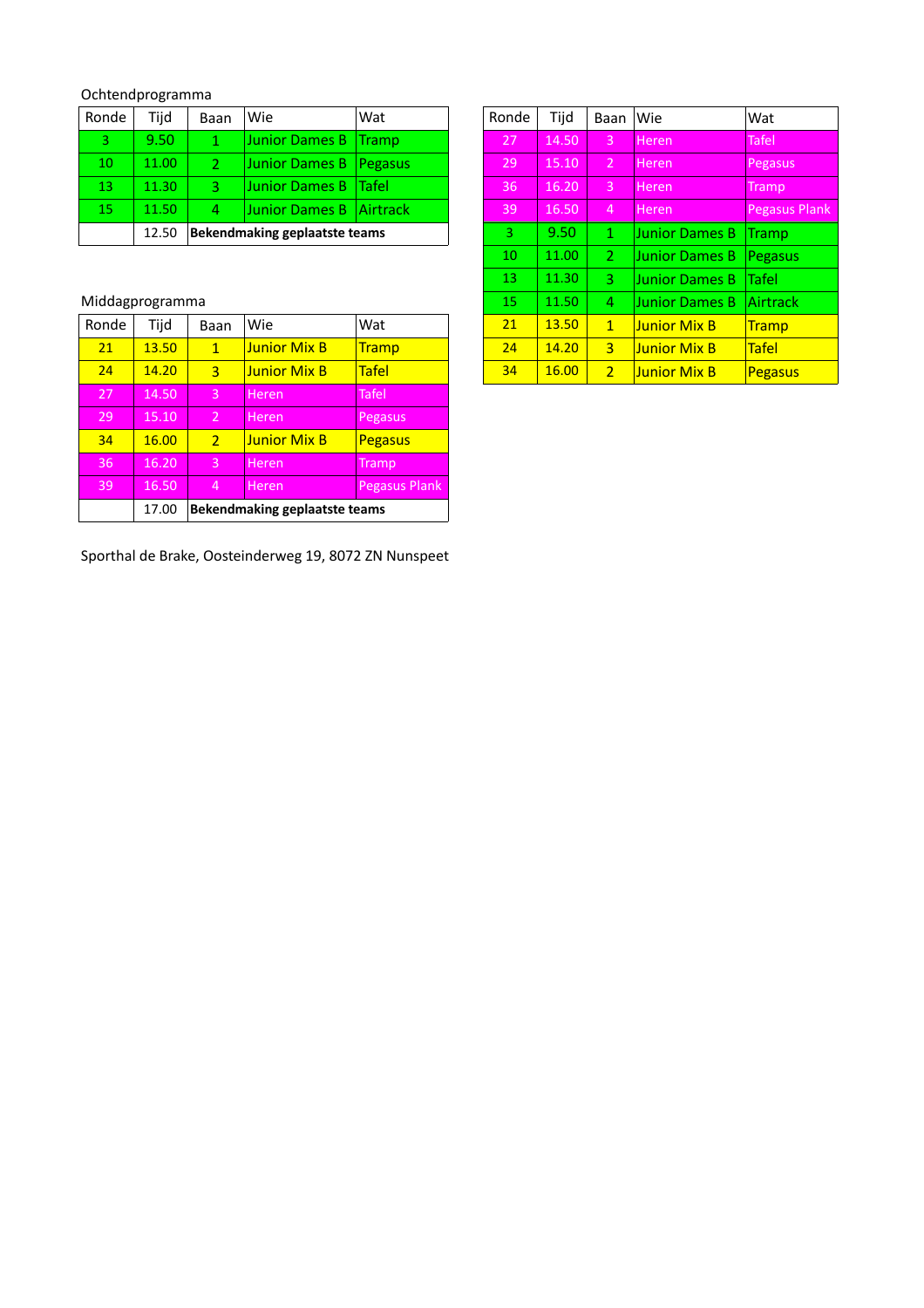Ochtendprogramma

| Ronde | Tijd | Baan | Wie | Wat |
|---|---|---|---|---|
| 3 | 9.50 | 1 | Junior Dames B | Tramp |
| 10 | 11.00 | 2 | Junior Dames B | Pegasus |
| 13 | 11.30 | 3 | Junior Dames B | Tafel |
| 15 | 11.50 | 4 | Junior Dames B | Airtrack |
| | 12.50 | **Bekendmaking geplaatste teams** | | |

Middagprogramma

| Ronde | Tijd | Baan | Wie | Wat |
|---|---|---|---|---|
| 21 | 13.50 | 1 | Junior Mix B | Tramp |
| 24 | 14.20 | 3 | Junior Mix B | Tafel |
| 27 | 14.50 | 3 | Heren | Tafel |
| 29 | 15.10 | 2 | Heren | Pegasus |
| 34 | 16.00 | 2 | Junior Mix B | Pegasus |
| 36 | 16.20 | 3 | Heren | Tramp |
| 39 | 16.50 | 4 | Heren | Pegasus Plank |
| | 17.00 | **Bekendmaking geplaatste teams** | | |

Sporthal de Brake, Oosteinderweg 19, 8072 ZN Nunspeet

| Ronde | Tijd | Baan | Wie | Wat |
|---|---|---|---|---|
| 27 | 14.50 | 3 | Heren | Tafel |
| 29 | 15.10 | 2 | Heren | Pegasus |
| 36 | 16.20 | 3 | Heren | Tramp |
| 39 | 16.50 | 4 | Heren | Pegasus Plank |
| 3 | 9.50 | 1 | Junior Dames B | Tramp |
| 10 | 11.00 | 2 | Junior Dames B | Pegasus |
| 13 | 11.30 | 3 | Junior Dames B | Tafel |
| 15 | 11.50 | 4 | Junior Dames B | Airtrack |
| 21 | 13.50 | 1 | Junior Mix B | Tramp |
| 24 | 14.20 | 3 | Junior Mix B | Tafel |
| 34 | 16.00 | 2 | Junior Mix B | Pegasus |